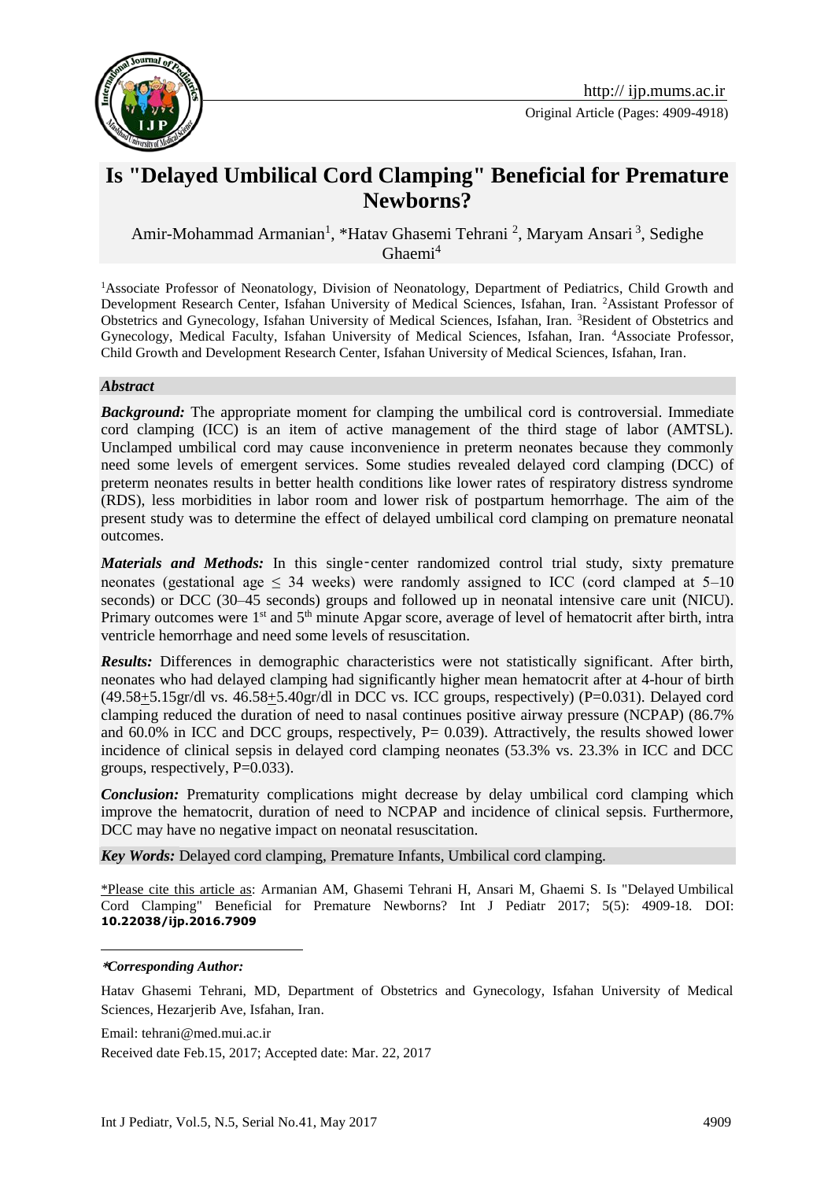Original Article (Pages: 4909-4918)

# Is "Delayed Umbilical Cord Clamping" Beneficial for Premature Newborns?

Amir-Mohammad Armanian[1], *Hatav Ghasemi Tehrani [2], Maryam Ansari [3], Sedighe Ghaemi[4]

[1]Associate Professor of Neonatology, Division of Neonatology, Department of Pediatrics, Child Growth and Development Research Center, Isfahan University of Medical Sciences, Isfahan, Iran. [2]Assistant Professor of Obstetrics and Gynecology, Isfahan University of Medical Sciences, Isfahan, Iran. [3]Resident of Obstetrics and Gynecology, Medical Faculty, Isfahan University of Medical Sciences, Isfahan, Iran. [4]Associate Professor, Child Growth and Development Research Center, Isfahan University of Medical Sciences, Isfahan, Iran.

***Abstract***

***Background:*** The appropriate moment for clamping the umbilical cord is controversial. Immediate cord clamping (ICC) is an item of active management of the third stage of labor (AMTSL). Unclamped umbilical cord may cause inconvenience in preterm neonates because they commonly need some levels of emergent services. Some studies revealed delayed cord clamping (DCC) of preterm neonates results in better health conditions like lower rates of respiratory distress syndrome (RDS), less morbidities in labor room and lower risk of postpartum hemorrhage. The aim of the present study was to determine the effect of delayed umbilical cord clamping on premature neonatal outcomes.

***Materials and Methods:*** In this single-center randomized control trial study, sixty premature neonates (gestational age $\leq$ 34 weeks) were randomly assigned to ICC (cord clamped at 5–10 seconds) or DCC (30–45 seconds) groups and followed up in neonatal intensive care unit (NICU). Primary outcomes were 1[st] and 5[th] minute Apgar score, average of level of hematocrit after birth, intra ventricle hemorrhage and need some levels of resuscitation.

***Results:*** Differences in demographic characteristics were not statistically significant. After birth, neonates who had delayed clamping had significantly higher mean hematocrit after at 4-hour of birth (49.58$\pm$5.15gr/dl vs. 46.58$\pm$5.40gr/dl in DCC vs. ICC groups, respectively) (P=0.031). Delayed cord clamping reduced the duration of need to nasal continues positive airway pressure (NCPAP) (86.7% and 60.0% in ICC and DCC groups, respectively, P= 0.039). Attractively, the results showed lower incidence of clinical sepsis in delayed cord clamping neonates (53.3% vs. 23.3% in ICC and DCC groups, respectively, P=0.033).

***Conclusion:*** Prematurity complications might decrease by delay umbilical cord clamping which improve the hematocrit, duration of need to NCPAP and incidence of clinical sepsis. Furthermore, DCC may have no negative impact on neonatal resuscitation.

***Key Words:*** Delayed cord clamping, Premature Infants, Umbilical cord clamping.

*Please cite this article as: Armanian AM, Ghasemi Tehrani H, Ansari M, Ghaemi S. Is "Delayed Umbilical Cord Clamping" Beneficial for Premature Newborns? Int J Pediatr 2017; 5(5): 4909-18. DOI: **10.22038/ijp.2016.7909**

***\*Corresponding Author:***

Hatav Ghasemi Tehrani, MD, Department of Obstetrics and Gynecology, Isfahan University of Medical Sciences, Hezarjerib Ave, Isfahan, Iran.

Email: tehrani@med.mui.ac.ir

Received date Feb.15, 2017; Accepted date: Mar. 22, 2017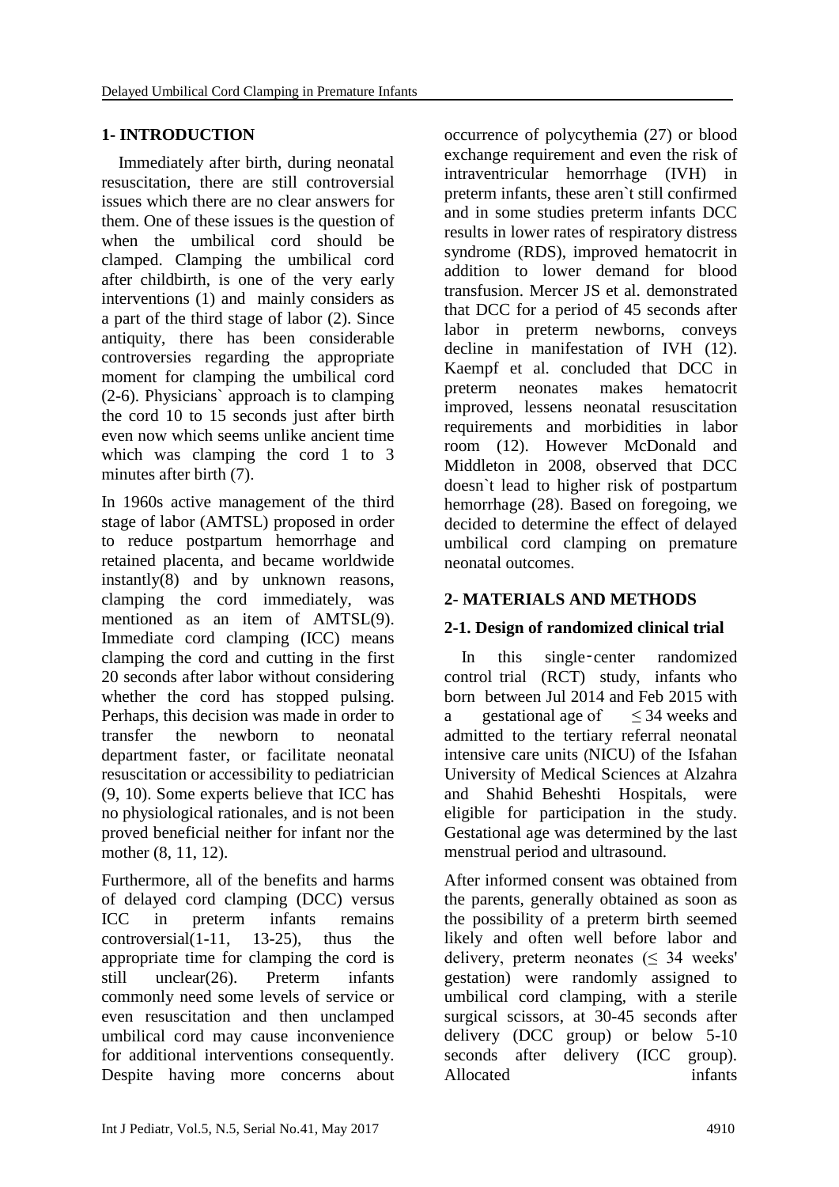## 1- INTRODUCTION

Immediately after birth, during neonatal resuscitation, there are still controversial issues which there are no clear answers for them. One of these issues is the question of when the umbilical cord should be clamped. Clamping the umbilical cord after childbirth, is one of the very early interventions (1) and mainly considers as a part of the third stage of labor (2). Since antiquity, there has been considerable controversies regarding the appropriate moment for clamping the umbilical cord (2-6). Physicians` approach is to clamping the cord 10 to 15 seconds just after birth even now which seems unlike ancient time which was clamping the cord 1 to 3 minutes after birth (7).

In 1960s active management of the third stage of labor (AMTSL) proposed in order to reduce postpartum hemorrhage and retained placenta, and became worldwide instantly(8) and by unknown reasons, clamping the cord immediately, was mentioned as an item of AMTSL(9). Immediate cord clamping (ICC) means clamping the cord and cutting in the first 20 seconds after labor without considering whether the cord has stopped pulsing. Perhaps, this decision was made in order to transfer the newborn to neonatal department faster, or facilitate neonatal resuscitation or accessibility to pediatrician (9, 10). Some experts believe that ICC has no physiological rationales, and is not been proved beneficial neither for infant nor the mother (8, 11, 12).

Furthermore, all of the benefits and harms of delayed cord clamping (DCC) versus ICC in preterm infants remains controversial(1-11, 13-25), thus the appropriate time for clamping the cord is still unclear(26). Preterm infants commonly need some levels of service or even resuscitation and then unclamped umbilical cord may cause inconvenience for additional interventions consequently. Despite having more concerns about occurrence of polycythemia (27) or blood exchange requirement and even the risk of intraventricular hemorrhage (IVH) in preterm infants, these aren`t still confirmed and in some studies preterm infants DCC results in lower rates of respiratory distress syndrome (RDS), improved hematocrit in addition to lower demand for blood transfusion. Mercer JS et al. demonstrated that DCC for a period of 45 seconds after labor in preterm newborns, conveys decline in manifestation of IVH (12). Kaempf et al. concluded that DCC in preterm neonates makes hematocrit improved, lessens neonatal resuscitation requirements and morbidities in labor room (12). However McDonald and Middleton in 2008, observed that DCC doesn`t lead to higher risk of postpartum hemorrhage (28). Based on foregoing, we decided to determine the effect of delayed umbilical cord clamping on premature neonatal outcomes.

## 2- MATERIALS AND METHODS

### 2-1. Design of randomized clinical trial

In this single‑center randomized control trial (RCT) study, infants who born between Jul 2014 and Feb 2015 with a gestational age of ≤ 34 weeks and admitted to the tertiary referral neonatal intensive care units (NICU) of the Isfahan University of Medical Sciences at Alzahra and Shahid Beheshti Hospitals, were eligible for participation in the study. Gestational age was determined by the last menstrual period and ultrasound.

After informed consent was obtained from the parents, generally obtained as soon as the possibility of a preterm birth seemed likely and often well before labor and delivery, preterm neonates (≤ 34 weeks' gestation) were randomly assigned to umbilical cord clamping, with a sterile surgical scissors, at 30-45 seconds after delivery (DCC group) or below 5-10 seconds after delivery (ICC group). Allocated infants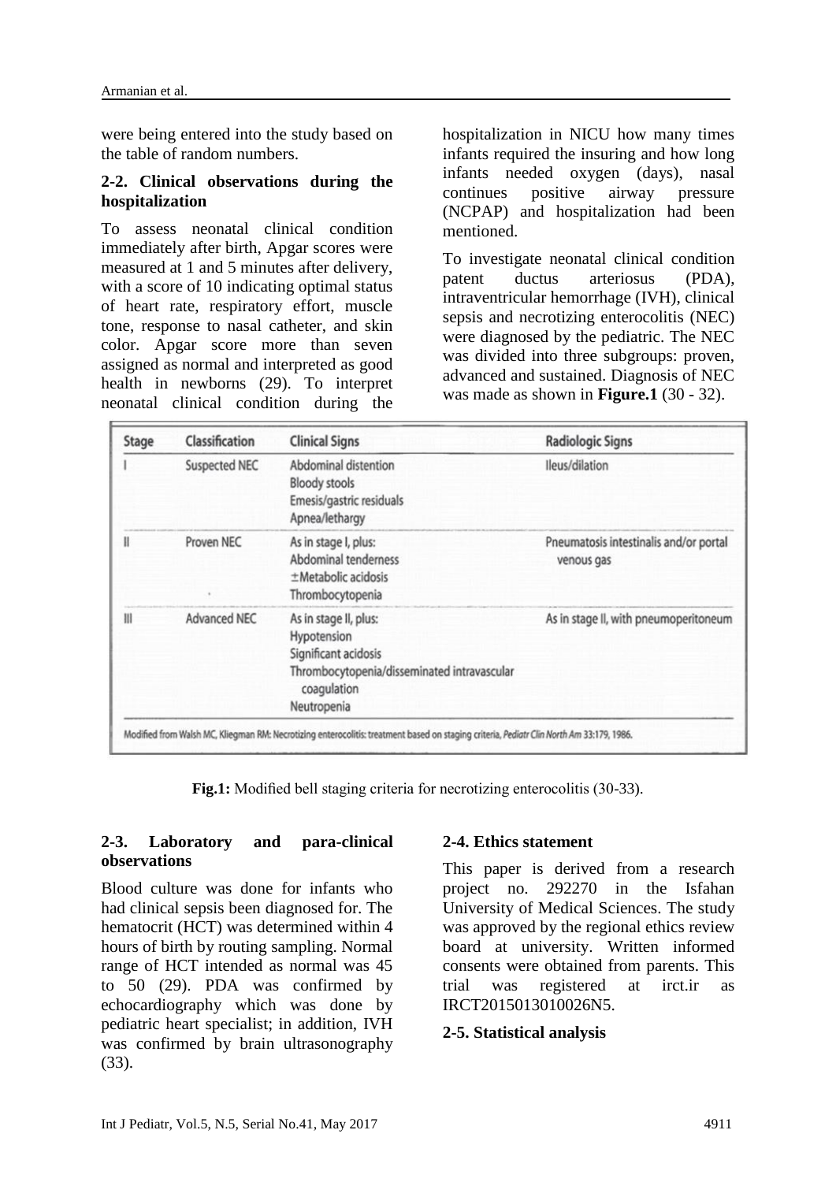were being entered into the study based on the table of random numbers.

### 2-2. Clinical observations during the hospitalization

To assess neonatal clinical condition immediately after birth, Apgar scores were measured at 1 and 5 minutes after delivery, with a score of 10 indicating optimal status of heart rate, respiratory effort, muscle tone, response to nasal catheter, and skin color. Apgar score more than seven assigned as normal and interpreted as good health in newborns (29). To interpret neonatal clinical condition during the hospitalization in NICU how many times infants required the insuring and how long infants needed oxygen (days), nasal continues positive airway pressure (NCPAP) and hospitalization had been mentioned.

To investigate neonatal clinical condition patent ductus arteriosus (PDA), intraventricular hemorrhage (IVH), clinical sepsis and necrotizing enterocolitis (NEC) were diagnosed by the pediatric. The NEC was divided into three subgroups: proven, advanced and sustained. Diagnosis of NEC was made as shown in **Figure.1** (30 - 32).

| Stage | Classification | Clinical Signs | Radiologic Signs |
|---|---|---|---|
| I | Suspected NEC | Abdominal distention<br>Bloody stools<br>Emesis/gastric residuals<br>Apnea/lethargy | Ileus/dilation |
| II | Proven NEC | As in stage I, plus:<br>Abdominal tenderness<br>±Metabolic acidosis<br>Thrombocytopenia | Pneumatosis intestinalis and/or portal venous gas |
| III | Advanced NEC | As in stage II, plus:<br>Hypotension<br>Significant acidosis<br>Thrombocytopenia/disseminated intravascular coagulation<br>Neutropenia | As in stage II, with pneumoperitoneum |

Modified from Walsh MC, Kliegman RM: Necrotizing enterocolitis: treatment based on staging criteria, *Pediatr Clin North Am* 33:179, 1986.

**Fig.1:** Modified bell staging criteria for necrotizing enterocolitis (30-33).

### 2-3. Laboratory and para-clinical observations

Blood culture was done for infants who had clinical sepsis been diagnosed for. The hematocrit (HCT) was determined within 4 hours of birth by routing sampling. Normal range of HCT intended as normal was 45 to 50 (29). PDA was confirmed by echocardiography which was done by pediatric heart specialist; in addition, IVH was confirmed by brain ultrasonography (33).

### 2-4. Ethics statement

This paper is derived from a research project no. 292270 in the Isfahan University of Medical Sciences. The study was approved by the regional ethics review board at university. Written informed consents were obtained from parents. This trial was registered at irct.ir as IRCT2015013010026N5.

### 2-5. Statistical analysis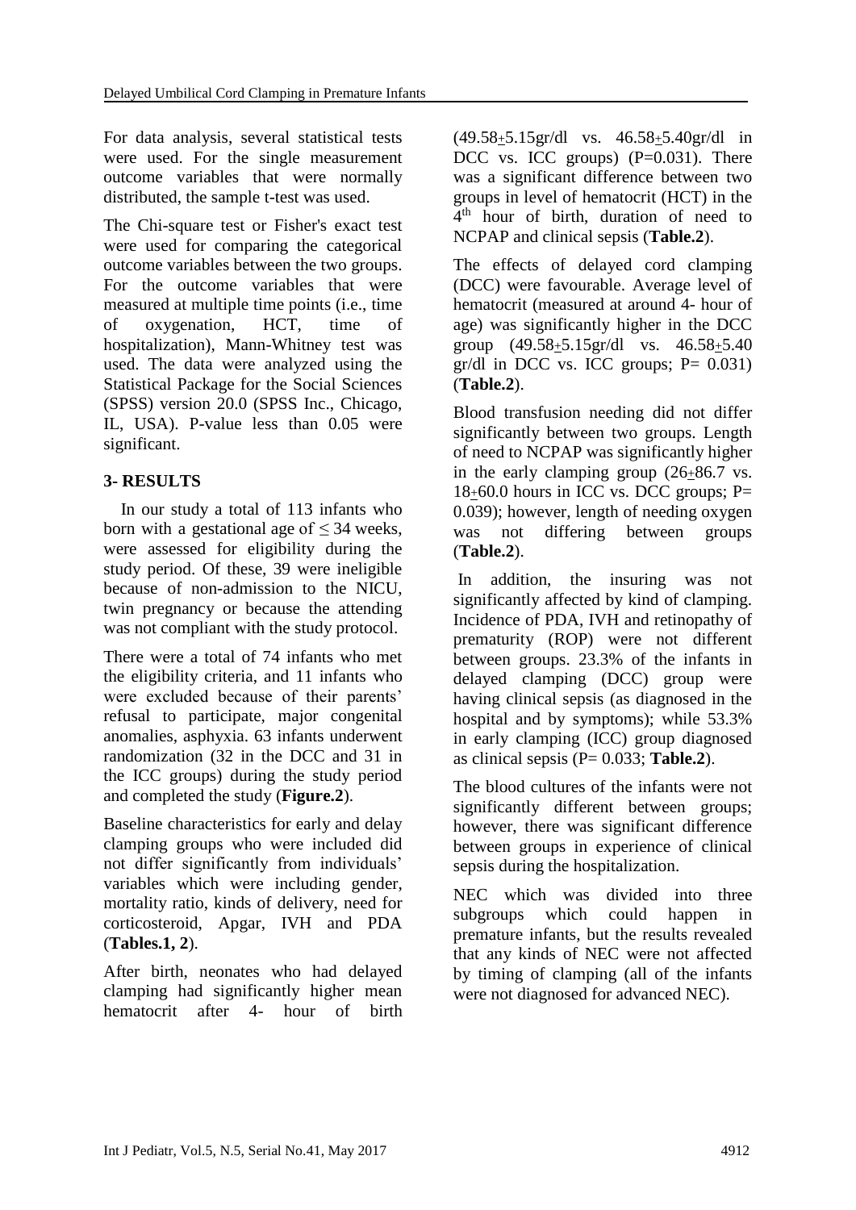For data analysis, several statistical tests were used. For the single measurement outcome variables that were normally distributed, the sample t-test was used.

The Chi-square test or Fisher's exact test were used for comparing the categorical outcome variables between the two groups. For the outcome variables that were measured at multiple time points (i.e., time of oxygenation, HCT, time of hospitalization), Mann-Whitney test was used. The data were analyzed using the Statistical Package for the Social Sciences (SPSS) version 20.0 (SPSS Inc., Chicago, IL, USA). P-value less than 0.05 were significant.

## 3- RESULTS

In our study a total of 113 infants who born with a gestational age of $\leq 34$ weeks, were assessed for eligibility during the study period. Of these, 39 were ineligible because of non-admission to the NICU, twin pregnancy or because the attending was not compliant with the study protocol.

There were a total of 74 infants who met the eligibility criteria, and 11 infants who were excluded because of their parents' refusal to participate, major congenital anomalies, asphyxia. 63 infants underwent randomization (32 in the DCC and 31 in the ICC groups) during the study period and completed the study (**Figure.2**).

Baseline characteristics for early and delay clamping groups who were included did not differ significantly from individuals' variables which were including gender, mortality ratio, kinds of delivery, need for corticosteroid, Apgar, IVH and PDA (**Tables.1, 2**).

After birth, neonates who had delayed clamping had significantly higher mean hematocrit after 4- hour of birth ($49.58 \pm 5.15$gr/dl vs. $46.58 \pm 5.40$gr/dl in DCC vs. ICC groups) (P=0.031). There was a significant difference between two groups in level of hematocrit (HCT) in the 4th hour of birth, duration of need to NCPAP and clinical sepsis (**Table.2**).

The effects of delayed cord clamping (DCC) were favourable. Average level of hematocrit (measured at around 4- hour of age) was significantly higher in the DCC group ($49.58 \pm 5.15$gr/dl vs. $46.58 \pm 5.40$ gr/dl in DCC vs. ICC groups; P= 0.031) (**Table.2**).

Blood transfusion needing did not differ significantly between two groups. Length of need to NCPAP was significantly higher in the early clamping group ($26 \pm 86.7$ vs. $18 \pm 60.0$ hours in ICC vs. DCC groups; P= 0.039); however, length of needing oxygen was not differing between groups (**Table.2**).

In addition, the insuring was not significantly affected by kind of clamping. Incidence of PDA, IVH and retinopathy of prematurity (ROP) were not different between groups. 23.3% of the infants in delayed clamping (DCC) group were having clinical sepsis (as diagnosed in the hospital and by symptoms); while 53.3% in early clamping (ICC) group diagnosed as clinical sepsis (P= 0.033; **Table.2**).

The blood cultures of the infants were not significantly different between groups; however, there was significant difference between groups in experience of clinical sepsis during the hospitalization.

NEC which was divided into three subgroups which could happen in premature infants, but the results revealed that any kinds of NEC were not affected by timing of clamping (all of the infants were not diagnosed for advanced NEC).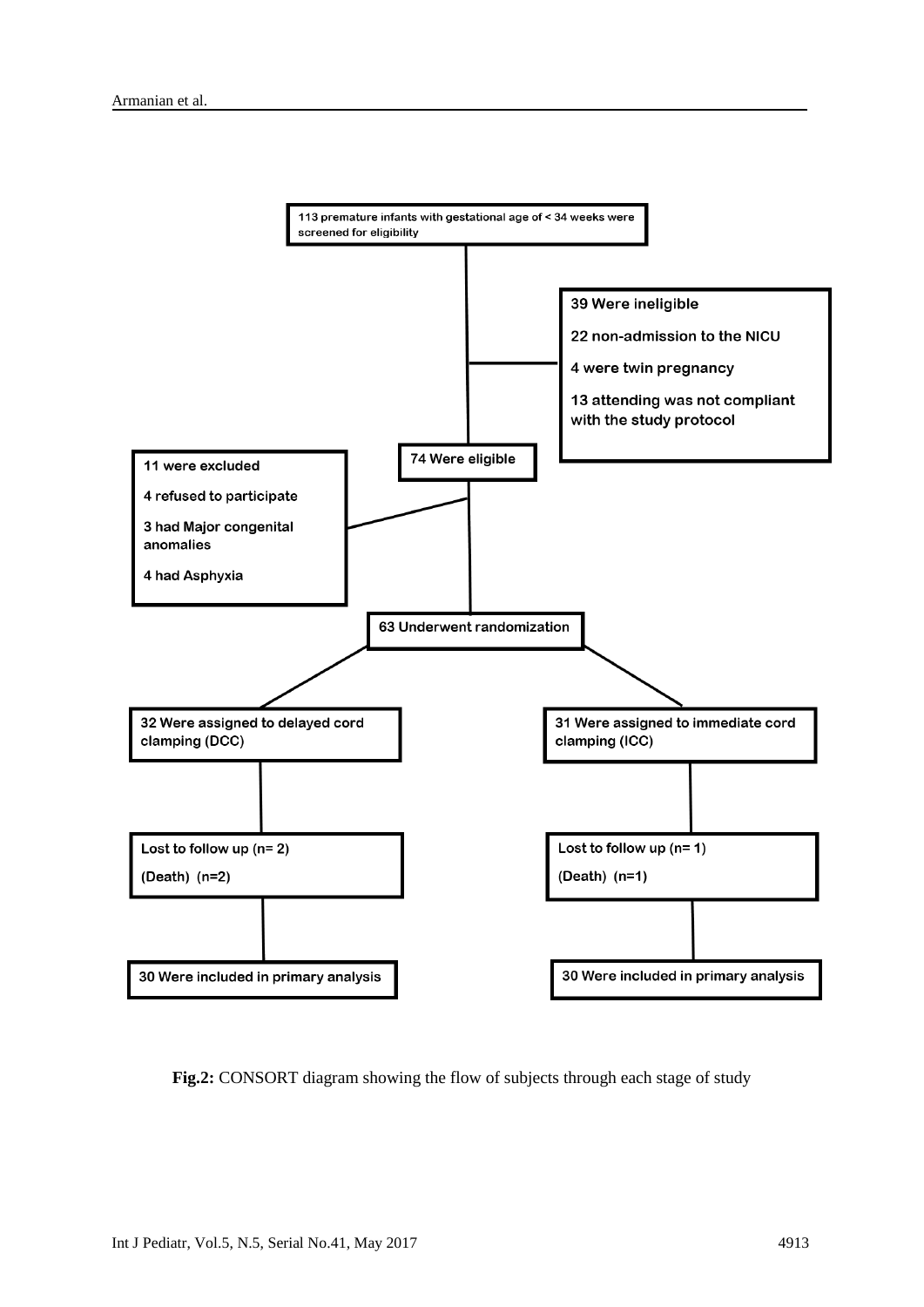113 premature infants with gestational age of < 34 weeks were screened for eligibility

39 Were ineligible

22 non-admission to the NICU

4 were twin pregnancy

13 attending was not compliant with the study protocol

74 Were eligible

11 were excluded

4 refused to participate

3 had Major congenital anomalies

4 had Asphyxia

63 Underwent randomization

32 Were assigned to delayed cord clamping (DCC)

31 Were assigned to immediate cord clamping (ICC)

Lost to follow up (n= 2)

(Death) (n=2)

Lost to follow up (n= 1)

(Death) (n=1)

30 Were included in primary analysis

30 Were included in primary analysis

**Fig.2:** CONSORT diagram showing the flow of subjects through each stage of study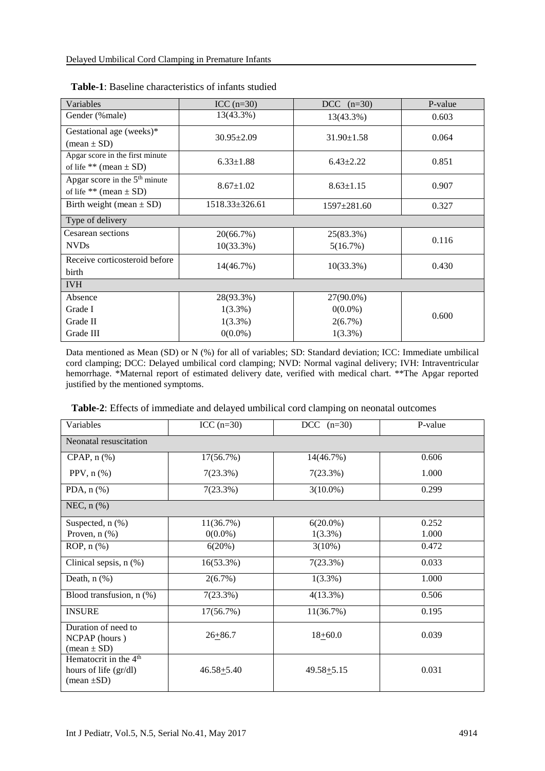**Table-1**: Baseline characteristics of infants studied

| Variables | ICC (n=30) | DCC (n=30) | P-value |
|---|---|---|---|
| Gender (%male) | 13(43.3%) | 13(43.3%) | 0.603 |
| Gestational age (weeks)* (mean ± SD) | 30.95±2.09 | 31.90±1.58 | 0.064 |
| Apgar score in the first minute of life ** (mean ± SD) | 6.33±1.88 | 6.43±2.22 | 0.851 |
| Apgar score in the 5[th] minute of life ** (mean ± SD) | 8.67±1.02 | 8.63±1.15 | 0.907 |
| Birth weight (mean ± SD) | 1518.33±326.61 | 1597±281.60 | 0.327 |
| Type of delivery | | | |
| Cesarean sections | 20(66.7%) | 25(83.3%) | 0.116 |
| NVDs | 10(33.3%) | 5(16.7%) | |
| Receive corticosteroid before birth | 14(46.7%) | 10(33.3%) | 0.430 |
| IVH | | | |
| Absence | 28(93.3%) | 27(90.0%) | 0.600 |
| Grade I | 1(3.3%) | 0(0.0%) | |
| Grade II | 1(3.3%) | 2(6.7%) | |
| Grade III | 0(0.0%) | 1(3.3%) | |

Data mentioned as Mean (SD) or N (%) for all of variables; SD: Standard deviation; ICC: Immediate umbilical cord clamping; DCC: Delayed umbilical cord clamping; NVD: Normal vaginal delivery; IVH: Intraventricular hemorrhage. *Maternal report of estimated delivery date, verified with medical chart. **The Apgar reported justified by the mentioned symptoms.

**Table-2**: Effects of immediate and delayed umbilical cord clamping on neonatal outcomes

| Variables | ICC (n=30) | DCC (n=30) | P-value |
|---|---|---|---|
| Neonatal resuscitation | | | |
| CPAP, n (%) | 17(56.7%) | 14(46.7%) | 0.606 |
| PPV, n (%) | 7(23.3%) | 7(23.3%) | 1.000 |
| PDA, n (%) | 7(23.3%) | 3(10.0%) | 0.299 |
| NEC, n (%) | | | |
| Suspected, n (%) | 11(36.7%) | 6(20.0%) | 0.252 |
| Proven, n (%) | 0(0.0%) | 1(3.3%) | 1.000 |
| ROP, n (%) | 6(20%) | 3(10%) | 0.472 |
| Clinical sepsis, n (%) | 16(53.3%) | 7(23.3%) | 0.033 |
| Death, n (%) | 2(6.7%) | 1(3.3%) | 1.000 |
| Blood transfusion, n (%) | 7(23.3%) | 4(13.3%) | 0.506 |
| INSURE | 17(56.7%) | 11(36.7%) | 0.195 |
| Duration of need to NCPAP (hours ) (mean ± SD) | 26±86.7 | 18±60.0 | 0.039 |
| Hematocrit in the 4[th] hours of life (gr/dl) (mean ±SD) | 46.58±5.40 | 49.58±5.15 | 0.031 |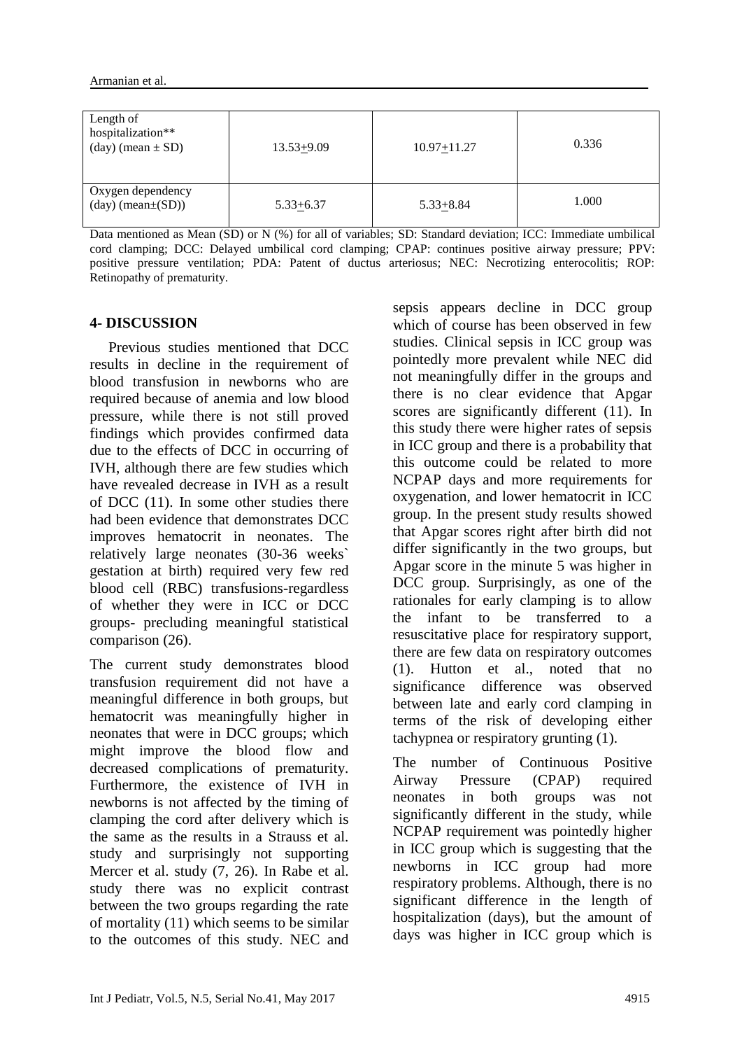| Length of hospitalization** (day) (mean ± SD) | 13.53±9.09 | 10.97±11.27 | 0.336 |
|---|---|---|---|
| Oxygen dependency (day) (mean±(SD)) | 5.33±6.37 | 5.33±8.84 | 1.000 |

Data mentioned as Mean (SD) or N (%) for all of variables; SD: Standard deviation; ICC: Immediate umbilical cord clamping; DCC: Delayed umbilical cord clamping; CPAP: continues positive airway pressure; PPV: positive pressure ventilation; PDA: Patent of ductus arteriosus; NEC: Necrotizing enterocolitis; ROP: Retinopathy of prematurity.

## 4- DISCUSSION

Previous studies mentioned that DCC results in decline in the requirement of blood transfusion in newborns who are required because of anemia and low blood pressure, while there is not still proved findings which provides confirmed data due to the effects of DCC in occurring of IVH, although there are few studies which have revealed decrease in IVH as a result of DCC (11). In some other studies there had been evidence that demonstrates DCC improves hematocrit in neonates. The relatively large neonates (30-36 weeks` gestation at birth) required very few red blood cell (RBC) transfusions-regardless of whether they were in ICC or DCC groups- precluding meaningful statistical comparison (26).

The current study demonstrates blood transfusion requirement did not have a meaningful difference in both groups, but hematocrit was meaningfully higher in neonates that were in DCC groups; which might improve the blood flow and decreased complications of prematurity. Furthermore, the existence of IVH in newborns is not affected by the timing of clamping the cord after delivery which is the same as the results in a Strauss et al. study and surprisingly not supporting Mercer et al. study (7, 26). In Rabe et al. study there was no explicit contrast between the two groups regarding the rate of mortality (11) which seems to be similar to the outcomes of this study. NEC and sepsis appears decline in DCC group which of course has been observed in few studies. Clinical sepsis in ICC group was pointedly more prevalent while NEC did not meaningfully differ in the groups and there is no clear evidence that Apgar scores are significantly different (11). In this study there were higher rates of sepsis in ICC group and there is a probability that this outcome could be related to more NCPAP days and more requirements for oxygenation, and lower hematocrit in ICC group. In the present study results showed that Apgar scores right after birth did not differ significantly in the two groups, but Apgar score in the minute 5 was higher in DCC group. Surprisingly, as one of the rationales for early clamping is to allow the infant to be transferred to a resuscitative place for respiratory support, there are few data on respiratory outcomes (1). Hutton et al., noted that no significance difference was observed between late and early cord clamping in terms of the risk of developing either tachypnea or respiratory grunting (1).

The number of Continuous Positive Airway Pressure (CPAP) required neonates in both groups was not significantly different in the study, while NCPAP requirement was pointedly higher in ICC group which is suggesting that the newborns in ICC group had more respiratory problems. Although, there is no significant difference in the length of hospitalization (days), but the amount of days was higher in ICC group which is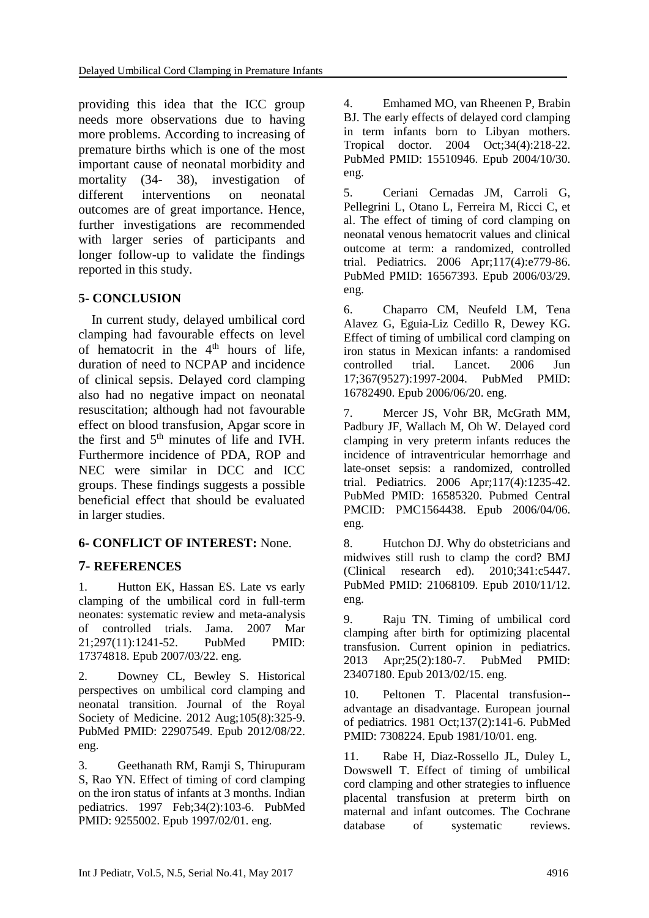providing this idea that the ICC group needs more observations due to having more problems. According to increasing of premature births which is one of the most important cause of neonatal morbidity and mortality (34- 38), investigation of different interventions on neonatal outcomes are of great importance. Hence, further investigations are recommended with larger series of participants and longer follow-up to validate the findings reported in this study.

## 5- CONCLUSION

In current study, delayed umbilical cord clamping had favourable effects on level of hematocrit in the 4th hours of life, duration of need to NCPAP and incidence of clinical sepsis. Delayed cord clamping also had no negative impact on neonatal resuscitation; although had not favourable effect on blood transfusion, Apgar score in the first and 5th minutes of life and IVH. Furthermore incidence of PDA, ROP and NEC were similar in DCC and ICC groups. These findings suggests a possible beneficial effect that should be evaluated in larger studies.

## 6- CONFLICT OF INTEREST: None.

## 7- REFERENCES

1. Hutton EK, Hassan ES. Late vs early clamping of the umbilical cord in full-term neonates: systematic review and meta-analysis of controlled trials. Jama. 2007 Mar 21;297(11):1241-52. PubMed PMID: 17374818. Epub 2007/03/22. eng.

2. Downey CL, Bewley S. Historical perspectives on umbilical cord clamping and neonatal transition. Journal of the Royal Society of Medicine. 2012 Aug;105(8):325-9. PubMed PMID: 22907549. Epub 2012/08/22. eng.

3. Geethanath RM, Ramji S, Thirupuram S, Rao YN. Effect of timing of cord clamping on the iron status of infants at 3 months. Indian pediatrics. 1997 Feb;34(2):103-6. PubMed PMID: 9255002. Epub 1997/02/01. eng.

4. Emhamed MO, van Rheenen P, Brabin BJ. The early effects of delayed cord clamping in term infants born to Libyan mothers. Tropical doctor. 2004 Oct;34(4):218-22. PubMed PMID: 15510946. Epub 2004/10/30. eng.

5. Ceriani Cernadas JM, Carroli G, Pellegrini L, Otano L, Ferreira M, Ricci C, et al. The effect of timing of cord clamping on neonatal venous hematocrit values and clinical outcome at term: a randomized, controlled trial. Pediatrics. 2006 Apr;117(4):e779-86. PubMed PMID: 16567393. Epub 2006/03/29. eng.

6. Chaparro CM, Neufeld LM, Tena Alavez G, Eguia-Liz Cedillo R, Dewey KG. Effect of timing of umbilical cord clamping on iron status in Mexican infants: a randomised controlled trial. Lancet. 2006 Jun 17;367(9527):1997-2004. PubMed PMID: 16782490. Epub 2006/06/20. eng.

7. Mercer JS, Vohr BR, McGrath MM, Padbury JF, Wallach M, Oh W. Delayed cord clamping in very preterm infants reduces the incidence of intraventricular hemorrhage and late-onset sepsis: a randomized, controlled trial. Pediatrics. 2006 Apr;117(4):1235-42. PubMed PMID: 16585320. Pubmed Central PMCID: PMC1564438. Epub 2006/04/06. eng.

8. Hutchon DJ. Why do obstetricians and midwives still rush to clamp the cord? BMJ (Clinical research ed). 2010;341:c5447. PubMed PMID: 21068109. Epub 2010/11/12. eng.

9. Raju TN. Timing of umbilical cord clamping after birth for optimizing placental transfusion. Current opinion in pediatrics. 2013 Apr;25(2):180-7. PubMed PMID: 23407180. Epub 2013/02/15. eng.

10. Peltonen T. Placental transfusion--advantage an disadvantage. European journal of pediatrics. 1981 Oct;137(2):141-6. PubMed PMID: 7308224. Epub 1981/10/01. eng.

11. Rabe H, Diaz-Rossello JL, Duley L, Dowswell T. Effect of timing of umbilical cord clamping and other strategies to influence placental transfusion at preterm birth on maternal and infant outcomes. The Cochrane database of systematic reviews.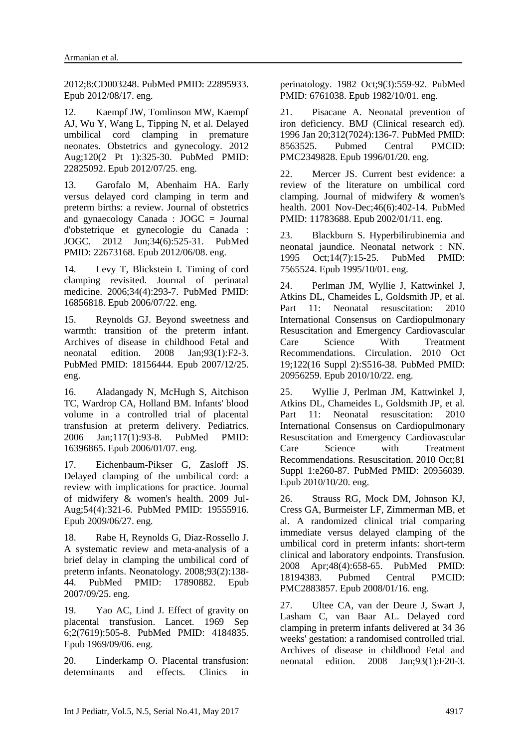2012;8:CD003248. PubMed PMID: 22895933. Epub 2012/08/17. eng.

12. Kaempf JW, Tomlinson MW, Kaempf AJ, Wu Y, Wang L, Tipping N, et al. Delayed umbilical cord clamping in premature neonates. Obstetrics and gynecology. 2012 Aug;120(2 Pt 1):325-30. PubMed PMID: 22825092. Epub 2012/07/25. eng.

13. Garofalo M, Abenhaim HA. Early versus delayed cord clamping in term and preterm births: a review. Journal of obstetrics and gynaecology Canada : JOGC = Journal d'obstetrique et gynecologie du Canada : JOGC. 2012 Jun;34(6):525-31. PubMed PMID: 22673168. Epub 2012/06/08. eng.

14. Levy T, Blickstein I. Timing of cord clamping revisited. Journal of perinatal medicine. 2006;34(4):293-7. PubMed PMID: 16856818. Epub 2006/07/22. eng.

15. Reynolds GJ. Beyond sweetness and warmth: transition of the preterm infant. Archives of disease in childhood Fetal and neonatal edition. 2008 Jan;93(1):F2-3. PubMed PMID: 18156444. Epub 2007/12/25. eng.

16. Aladangady N, McHugh S, Aitchison TC, Wardrop CA, Holland BM. Infants' blood volume in a controlled trial of placental transfusion at preterm delivery. Pediatrics. 2006 Jan;117(1):93-8. PubMed PMID: 16396865. Epub 2006/01/07. eng.

17. Eichenbaum-Pikser G, Zasloff JS. Delayed clamping of the umbilical cord: a review with implications for practice. Journal of midwifery & women's health. 2009 Jul-Aug;54(4):321-6. PubMed PMID: 19555916. Epub 2009/06/27. eng.

18. Rabe H, Reynolds G, Diaz-Rossello J. A systematic review and meta-analysis of a brief delay in clamping the umbilical cord of preterm infants. Neonatology. 2008;93(2):138-44. PubMed PMID: 17890882. Epub 2007/09/25. eng.

19. Yao AC, Lind J. Effect of gravity on placental transfusion. Lancet. 1969 Sep 6;2(7619):505-8. PubMed PMID: 4184835. Epub 1969/09/06. eng.

20. Linderkamp O. Placental transfusion: determinants and effects. Clinics in perinatology. 1982 Oct;9(3):559-92. PubMed PMID: 6761038. Epub 1982/10/01. eng.

21. Pisacane A. Neonatal prevention of iron deficiency. BMJ (Clinical research ed). 1996 Jan 20;312(7024):136-7. PubMed PMID: 8563525. Pubmed Central PMCID: PMC2349828. Epub 1996/01/20. eng.

22. Mercer JS. Current best evidence: a review of the literature on umbilical cord clamping. Journal of midwifery & women's health. 2001 Nov-Dec;46(6):402-14. PubMed PMID: 11783688. Epub 2002/01/11. eng.

23. Blackburn S. Hyperbilirubinemia and neonatal jaundice. Neonatal network : NN. 1995 Oct;14(7):15-25. PubMed PMID: 7565524. Epub 1995/10/01. eng.

24. Perlman JM, Wyllie J, Kattwinkel J, Atkins DL, Chameides L, Goldsmith JP, et al. Part 11: Neonatal resuscitation: 2010 International Consensus on Cardiopulmonary Resuscitation and Emergency Cardiovascular Care Science With Treatment Recommendations. Circulation. 2010 Oct 19;122(16 Suppl 2):S516-38. PubMed PMID: 20956259. Epub 2010/10/22. eng.

25. Wyllie J, Perlman JM, Kattwinkel J, Atkins DL, Chameides L, Goldsmith JP, et al. Part 11: Neonatal resuscitation: 2010 International Consensus on Cardiopulmonary Resuscitation and Emergency Cardiovascular Care Science with Treatment Recommendations. Resuscitation. 2010 Oct;81 Suppl 1:e260-87. PubMed PMID: 20956039. Epub 2010/10/20. eng.

26. Strauss RG, Mock DM, Johnson KJ, Cress GA, Burmeister LF, Zimmerman MB, et al. A randomized clinical trial comparing immediate versus delayed clamping of the umbilical cord in preterm infants: short-term clinical and laboratory endpoints. Transfusion. 2008 Apr;48(4):658-65. PubMed PMID: 18194383. Pubmed Central PMCID: PMC2883857. Epub 2008/01/16. eng.

27. Ultee CA, van der Deure J, Swart J, Lasham C, van Baar AL. Delayed cord clamping in preterm infants delivered at 34 36 weeks' gestation: a randomised controlled trial. Archives of disease in childhood Fetal and neonatal edition. 2008 Jan;93(1):F20-3.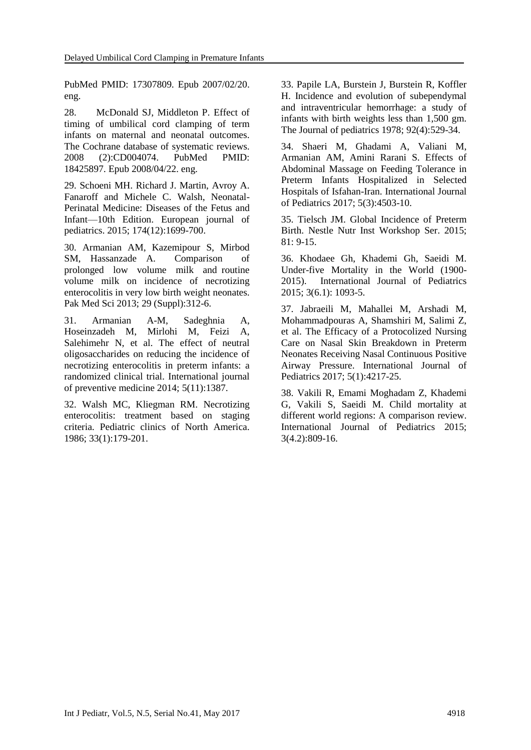PubMed PMID: 17307809. Epub 2007/02/20. eng.

28. McDonald SJ, Middleton P. Effect of timing of umbilical cord clamping of term infants on maternal and neonatal outcomes. The Cochrane database of systematic reviews. 2008 (2):CD004074. PubMed PMID: 18425897. Epub 2008/04/22. eng.

29. Schoeni MH. Richard J. Martin, Avroy A. Fanaroff and Michele C. Walsh, Neonatal-Perinatal Medicine: Diseases of the Fetus and Infant—10th Edition. European journal of pediatrics. 2015; 174(12):1699-700.

30. Armanian AM, Kazemipour S, Mirbod SM, Hassanzade A. Comparison of prolonged low volume milk and routine volume milk on incidence of necrotizing enterocolitis in very low birth weight neonates. Pak Med Sci 2013; 29 (Suppl):312-6.

31. Armanian A-M, Sadeghnia A, Hoseinzadeh M, Mirlohi M, Feizi A, Salehimehr N, et al. The effect of neutral oligosaccharides on reducing the incidence of necrotizing enterocolitis in preterm infants: a randomized clinical trial. International journal of preventive medicine 2014; 5(11):1387.

32. Walsh MC, Kliegman RM. Necrotizing enterocolitis: treatment based on staging criteria. Pediatric clinics of North America. 1986; 33(1):179-201.

33. Papile LA, Burstein J, Burstein R, Koffler H. Incidence and evolution of subependymal and intraventricular hemorrhage: a study of infants with birth weights less than 1,500 gm. The Journal of pediatrics 1978; 92(4):529-34.

34. Shaeri M, Ghadami A, Valiani M, Armanian AM, Amini Rarani S. Effects of Abdominal Massage on Feeding Tolerance in Preterm Infants Hospitalized in Selected Hospitals of Isfahan-Iran. International Journal of Pediatrics 2017; 5(3):4503-10.

35. Tielsch JM. Global Incidence of Preterm Birth. Nestle Nutr Inst Workshop Ser. 2015; 81: 9-15.

36. Khodaee Gh, Khademi Gh, Saeidi M. Under-five Mortality in the World (1900-2015). International Journal of Pediatrics 2015; 3(6.1): 1093-5.

37. Jabraeili M, Mahallei M, Arshadi M, Mohammadpouras A, Shamshiri M, Salimi Z, et al. The Efficacy of a Protocolized Nursing Care on Nasal Skin Breakdown in Preterm Neonates Receiving Nasal Continuous Positive Airway Pressure. International Journal of Pediatrics 2017; 5(1):4217-25.

38. Vakili R, Emami Moghadam Z, Khademi G, Vakili S, Saeidi M. Child mortality at different world regions: A comparison review. International Journal of Pediatrics 2015; 3(4.2):809-16.